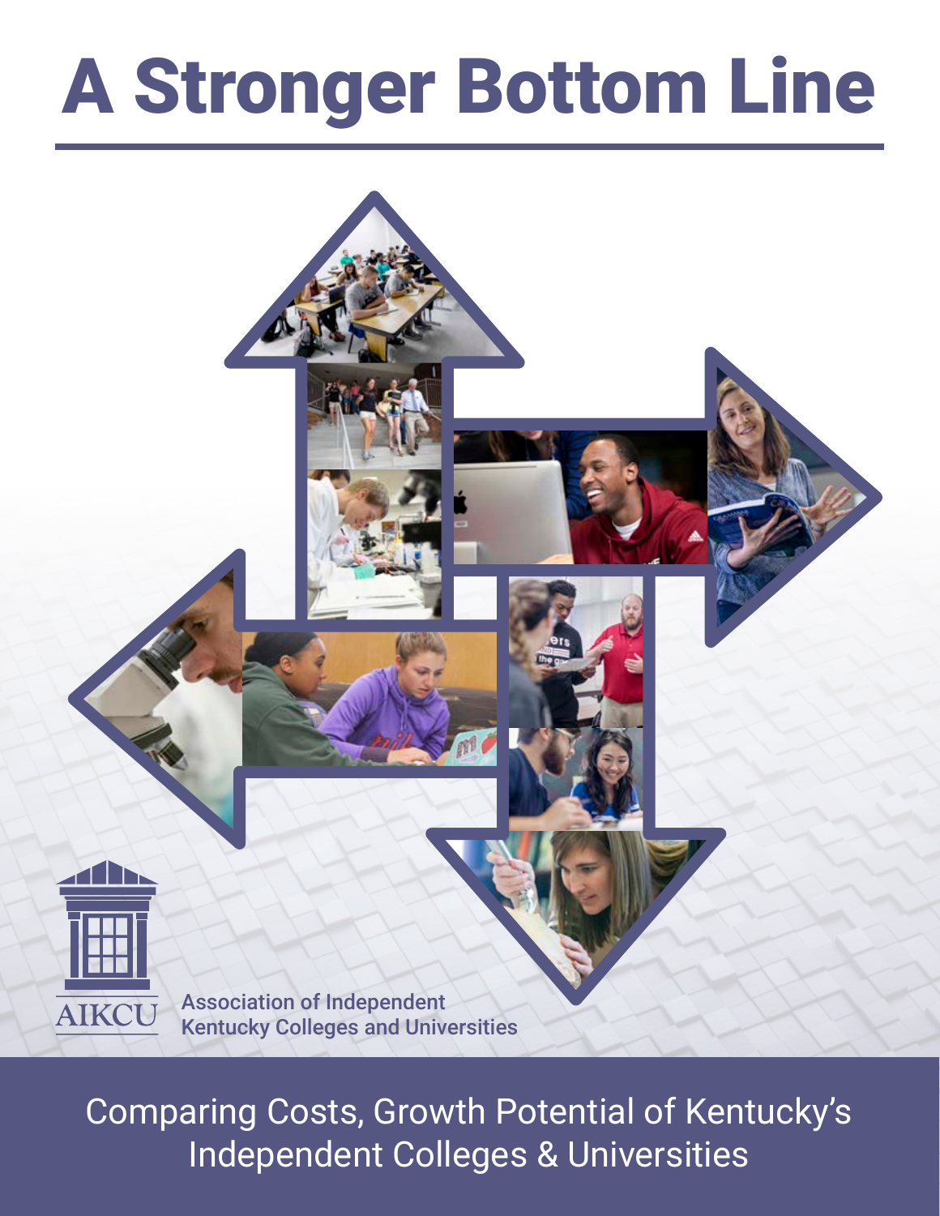# A Stronger Bottom Line

AIKCU

Association of Independent Kentucky Colleges and Universities

Comparing Costs, Growth Potential of Kentucky's Independent Colleges & Universities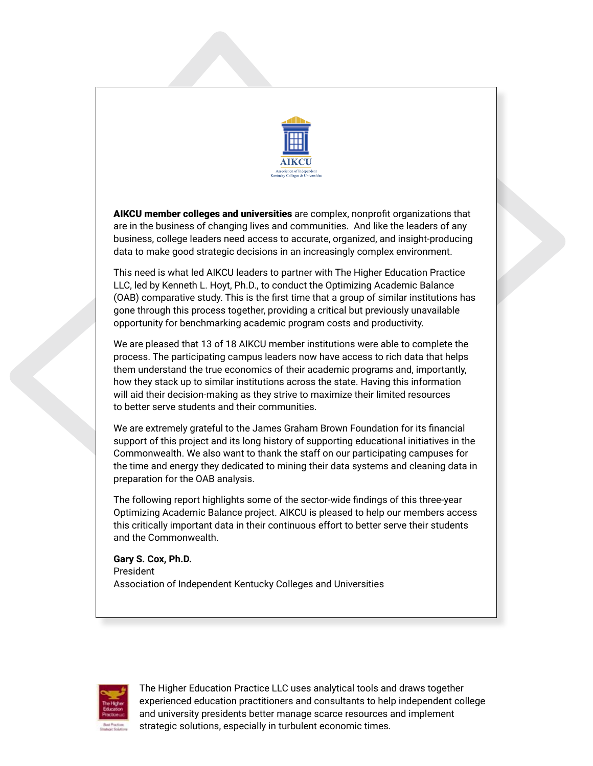AIKCU

Association of Independent Kentucky Colleges & Universities

**AIKCU member colleges and universities** are complex, nonprofit organizations that are in the business of changing lives and communities. And like the leaders of any business, college leaders need access to accurate, organized, and insight-producing data to make good strategic decisions in an increasingly complex environment.

This need is what led AIKCU leaders to partner with The Higher Education Practice LLC, led by Kenneth L. Hoyt, Ph.D., to conduct the Optimizing Academic Balance (OAB) comparative study. This is the first time that a group of similar institutions has gone through this process together, providing a critical but previously unavailable opportunity for benchmarking academic program costs and productivity.

We are pleased that 13 of 18 AIKCU member institutions were able to complete the process. The participating campus leaders now have access to rich data that helps them understand the true economics of their academic programs and, importantly, how they stack up to similar institutions across the state. Having this information will aid their decision-making as they strive to maximize their limited resources to better serve students and their communities.

We are extremely grateful to the James Graham Brown Foundation for its financial support of this project and its long history of supporting educational initiatives in the Commonwealth. We also want to thank the staff on our participating campuses for the time and energy they dedicated to mining their data systems and cleaning data in preparation for the OAB analysis.

The following report highlights some of the sector-wide findings of this three-year Optimizing Academic Balance project. AIKCU is pleased to help our members access this critically important data in their continuous effort to better serve their students and the Commonwealth.

**Gary S. Cox, Ph.D.**
President
Association of Independent Kentucky Colleges and Universities

The Higher Education Practice LLC — Best Practices Strategic Solutions

The Higher Education Practice LLC uses analytical tools and draws together experienced education practitioners and consultants to help independent college and university presidents better manage scarce resources and implement strategic solutions, especially in turbulent economic times.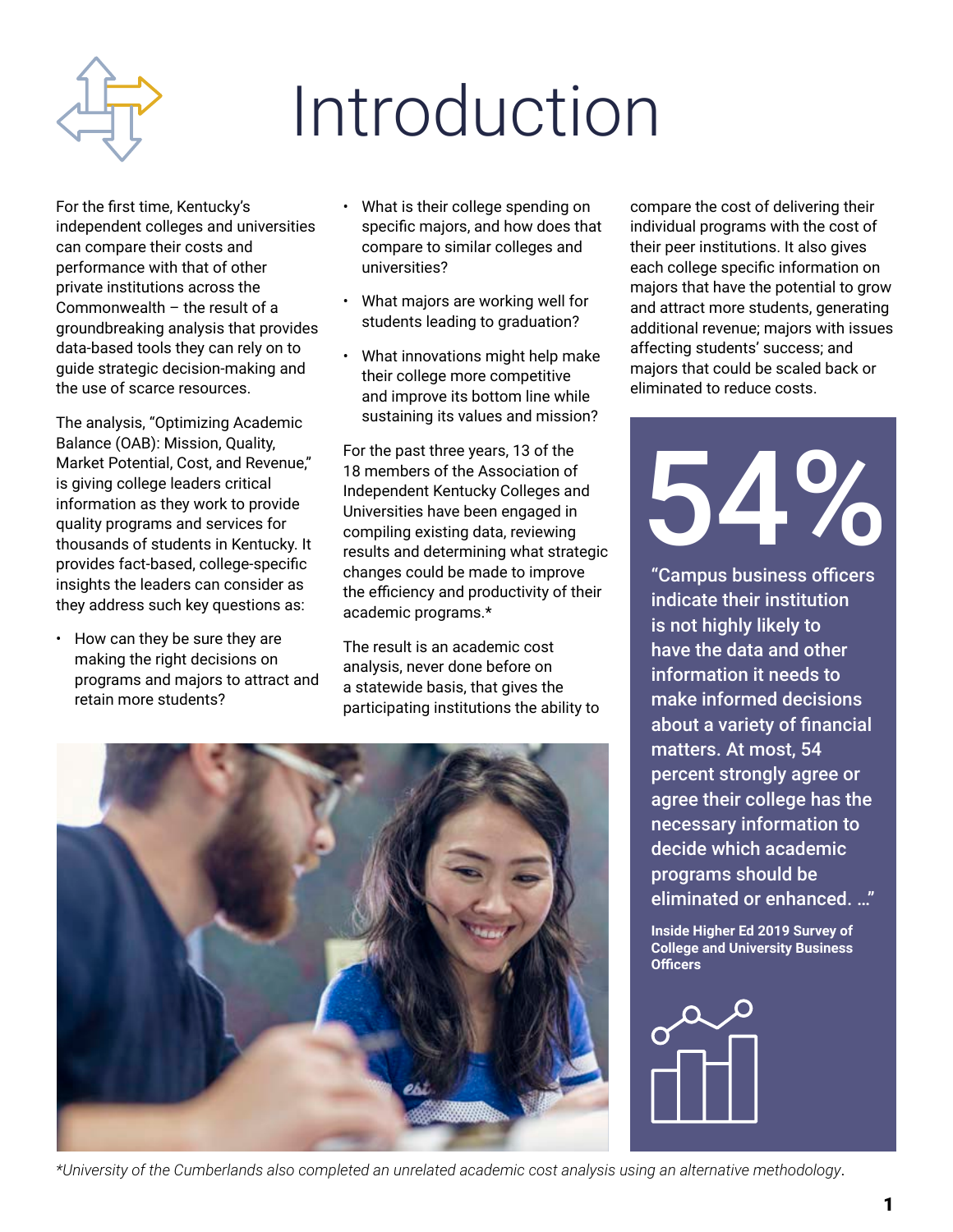# Introduction

For the first time, Kentucky's independent colleges and universities can compare their costs and performance with that of other private institutions across the Commonwealth – the result of a groundbreaking analysis that provides data-based tools they can rely on to guide strategic decision-making and the use of scarce resources.

The analysis, "Optimizing Academic Balance (OAB): Mission, Quality, Market Potential, Cost, and Revenue," is giving college leaders critical information as they work to provide quality programs and services for thousands of students in Kentucky. It provides fact-based, college-specific insights the leaders can consider as they address such key questions as:

- How can they be sure they are making the right decisions on programs and majors to attract and retain more students?
- What is their college spending on specific majors, and how does that compare to similar colleges and universities?
- What majors are working well for students leading to graduation?
- What innovations might help make their college more competitive and improve its bottom line while sustaining its values and mission?

For the past three years, 13 of the 18 members of the Association of Independent Kentucky Colleges and Universities have been engaged in compiling existing data, reviewing results and determining what strategic changes could be made to improve the efficiency and productivity of their academic programs.*

The result is an academic cost analysis, never done before on a statewide basis, that gives the participating institutions the ability to compare the cost of delivering their individual programs with the cost of their peer institutions. It also gives each college specific information on majors that have the potential to grow and attract more students, generating additional revenue; majors with issues affecting students' success; and majors that could be scaled back or eliminated to reduce costs.

**54%**

**"Campus business officers indicate their institution is not highly likely to have the data and other information it needs to make informed decisions about a variety of financial matters. At most, 54 percent strongly agree or agree their college has the necessary information to decide which academic programs should be eliminated or enhanced. …"**

**Inside Higher Ed 2019 Survey of College and University Business Officers**

*University of the Cumberlands also completed an unrelated academic cost analysis using an alternative methodology.*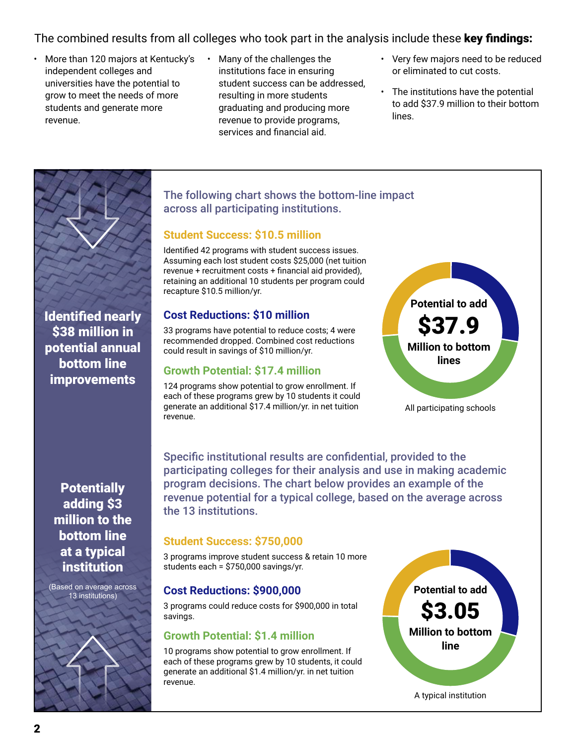The combined results from all colleges who took part in the analysis include these **key findings:**

- More than 120 majors at Kentucky's independent colleges and universities have the potential to grow to meet the needs of more students and generate more revenue.
- Many of the challenges the institutions face in ensuring student success can be addressed, resulting in more students graduating and producing more revenue to provide programs, services and financial aid.
- Very few majors need to be reduced or eliminated to cut costs.
- The institutions have the potential to add $37.9 million to their bottom lines.

**Identified nearly $38 million in potential annual bottom line improvements**

The following chart shows the bottom-line impact across all participating institutions.

### Student Success: $10.5 million

Identified 42 programs with student success issues. Assuming each lost student costs $25,000 (net tuition revenue + recruitment costs + financial aid provided), retaining an additional 10 students per program could recapture $10.5 million/yr.

### Cost Reductions: $10 million

33 programs have potential to reduce costs; 4 were recommended dropped. Combined cost reductions could result in savings of $10 million/yr.

### Growth Potential: $17.4 million

124 programs show potential to grow enrollment. If each of these programs grew by 10 students it could generate an additional $17.4 million/yr. in net tuition revenue.

**Potential to add $37.9 Million to bottom lines**

All participating schools

**Potentially adding $3 million to the bottom line at a typical institution**

(Based on average across 13 institutions)

Specific institutional results are confidential, provided to the participating colleges for their analysis and use in making academic program decisions. The chart below provides an example of the revenue potential for a typical college, based on the average across the 13 institutions.

### Student Success: $750,000

3 programs improve student success & retain 10 more students each = $750,000 savings/yr.

### Cost Reductions: $900,000

3 programs could reduce costs for $900,000 in total savings.

### Growth Potential: $1.4 million

10 programs show potential to grow enrollment. If each of these programs grew by 10 students, it could generate an additional $1.4 million/yr. in net tuition revenue.

**Potential to add $3.05 Million to bottom line**

A typical institution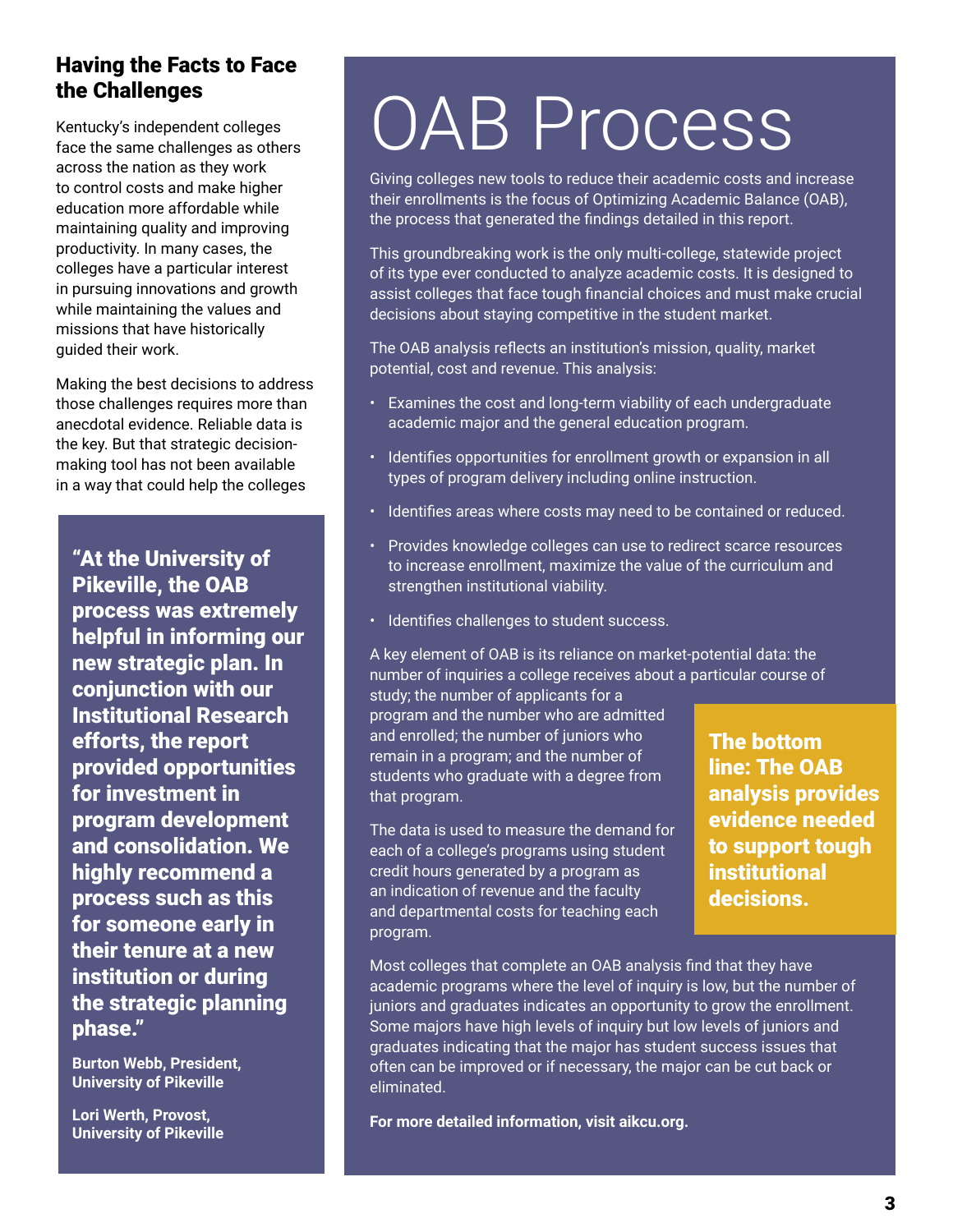## Having the Facts to Face the Challenges

Kentucky's independent colleges face the same challenges as others across the nation as they work to control costs and make higher education more affordable while maintaining quality and improving productivity. In many cases, the colleges have a particular interest in pursuing innovations and growth while maintaining the values and missions that have historically guided their work.

Making the best decisions to address those challenges requires more than anecdotal evidence. Reliable data is the key. But that strategic decision-making tool has not been available in a way that could help the colleges

> **"At the University of Pikeville, the OAB process was extremely helpful in informing our new strategic plan. In conjunction with our Institutional Research efforts, the report provided opportunities for investment in program development and consolidation. We highly recommend a process such as this for someone early in their tenure at a new institution or during the strategic planning phase."**
>
> **Burton Webb, President, University of Pikeville**
>
> **Lori Werth, Provost, University of Pikeville**

# OAB Process

Giving colleges new tools to reduce their academic costs and increase their enrollments is the focus of Optimizing Academic Balance (OAB), the process that generated the findings detailed in this report.

This groundbreaking work is the only multi-college, statewide project of its type ever conducted to analyze academic costs. It is designed to assist colleges that face tough financial choices and must make crucial decisions about staying competitive in the student market.

The OAB analysis reflects an institution's mission, quality, market potential, cost and revenue. This analysis:

- Examines the cost and long-term viability of each undergraduate academic major and the general education program.
- Identifies opportunities for enrollment growth or expansion in all types of program delivery including online instruction.
- Identifies areas where costs may need to be contained or reduced.
- Provides knowledge colleges can use to redirect scarce resources to increase enrollment, maximize the value of the curriculum and strengthen institutional viability.
- Identifies challenges to student success.

A key element of OAB is its reliance on market-potential data: the number of inquiries a college receives about a particular course of study; the number of applicants for a program and the number who are admitted and enrolled; the number of juniors who remain in a program; and the number of students who graduate with a degree from that program.

The data is used to measure the demand for each of a college's programs using student credit hours generated by a program as an indication of revenue and the faculty and departmental costs for teaching each program.

> **The bottom line: The OAB analysis provides evidence needed to support tough institutional decisions.**

Most colleges that complete an OAB analysis find that they have academic programs where the level of inquiry is low, but the number of juniors and graduates indicates an opportunity to grow the enrollment. Some majors have high levels of inquiry but low levels of juniors and graduates indicating that the major has student success issues that often can be improved or if necessary, the major can be cut back or eliminated.

**For more detailed information, visit aikcu.org.**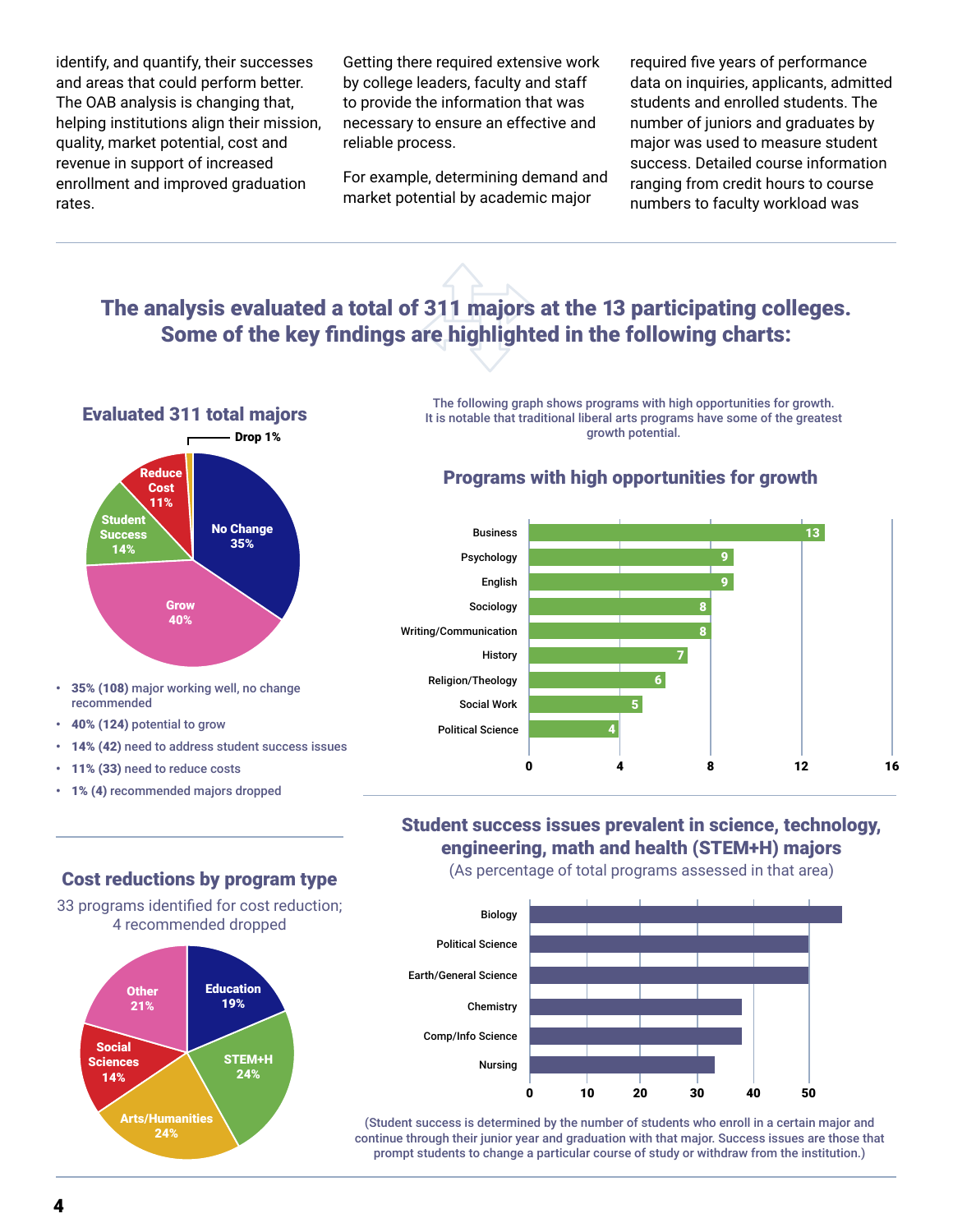identify, and quantify, their successes and areas that could perform better. The OAB analysis is changing that, helping institutions align their mission, quality, market potential, cost and revenue in support of increased enrollment and improved graduation rates.

Getting there required extensive work by college leaders, faculty and staff to provide the information that was necessary to ensure an effective and reliable process.

For example, determining demand and market potential by academic major required five years of performance data on inquiries, applicants, admitted students and enrolled students. The number of juniors and graduates by major was used to measure student success. Detailed course information ranging from credit hours to course numbers to faculty workload was

## The analysis evaluated a total of 311 majors at the 13 participating colleges. Some of the key findings are highlighted in the following charts:

### Evaluated 311 total majors

| Category | Percentage |
|---|---|
| No Change | 35% |
| Grow | 40% |
| Student Success | 14% |
| Reduce Cost | 11% |
| Drop | 1% |

- **35% (108)** major working well, no change recommended
- **40% (124)** potential to grow
- **14% (42)** need to address student success issues
- **11% (33)** need to reduce costs
- **1% (4)** recommended majors dropped

The following graph shows programs with high opportunities for growth. It is notable that traditional liberal arts programs have some of the greatest growth potential.

### Programs with high opportunities for growth

| Program | Value |
|---|---|
| Business | 13 |
| Psychology | 9 |
| English | 9 |
| Sociology | 8 |
| Writing/Communication | 8 |
| History | 7 |
| Religion/Theology | 6 |
| Social Work | 5 |
| Political Science | 4 |

### Cost reductions by program type

33 programs identified for cost reduction; 4 recommended dropped

| Program type | Percentage |
|---|---|
| Education | 19% |
| STEM+H | 24% |
| Arts/Humanities | 24% |
| Social Sciences | 14% |
| Other | 21% |

### Student success issues prevalent in science, technology, engineering, math and health (STEM+H) majors

(As percentage of total programs assessed in that area)

| Major | Percentage (approx.) |
|---|---|
| Biology | 56 |
| Political Science | 50 |
| Earth/General Science | 50 |
| Chemistry | 38 |
| Comp/Info Science | 38 |
| Nursing | 33 |

(Student success is determined by the number of students who enroll in a certain major and continue through their junior year and graduation with that major. Success issues are those that prompt students to change a particular course of study or withdraw from the institution.)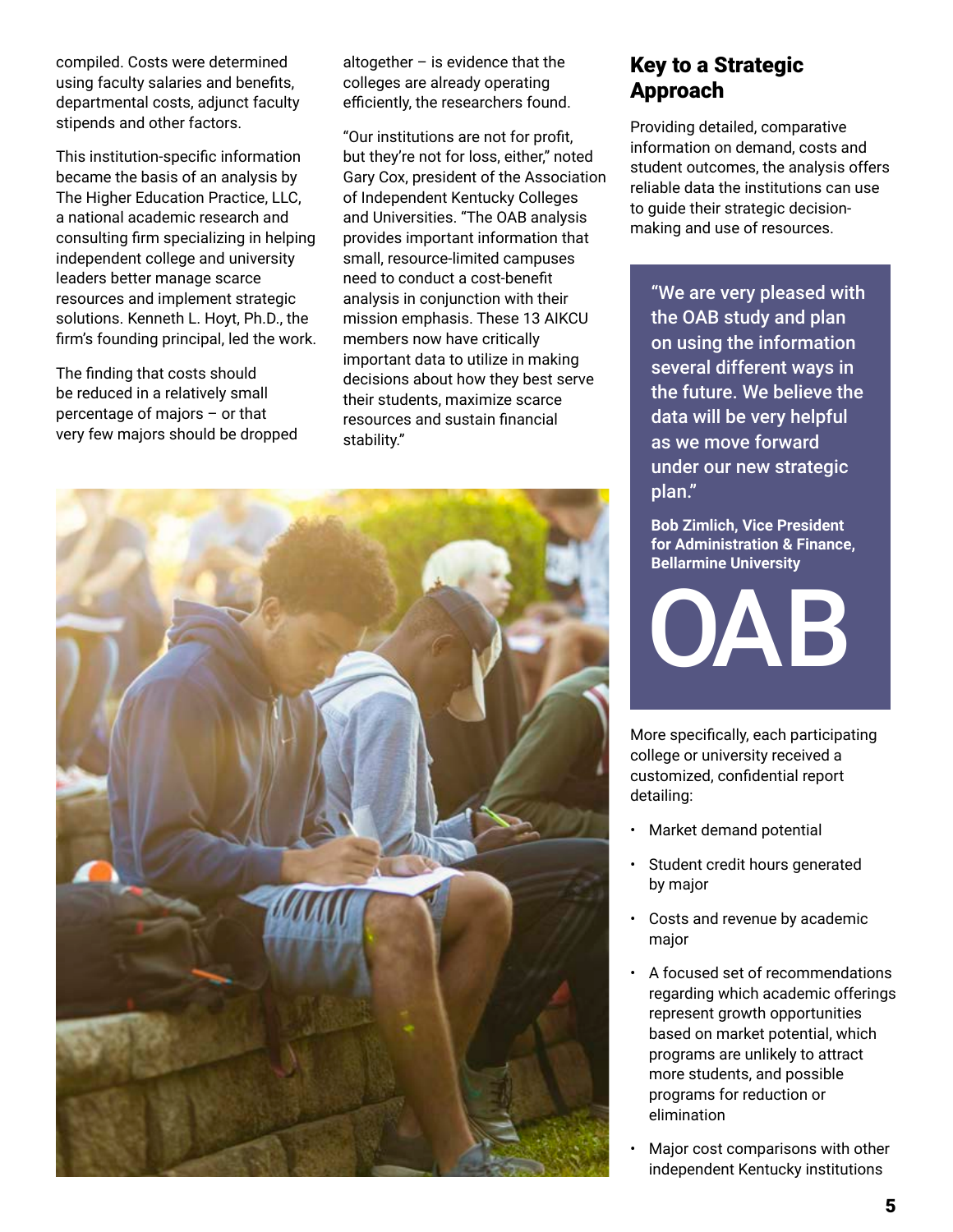compiled. Costs were determined using faculty salaries and benefits, departmental costs, adjunct faculty stipends and other factors.

This institution-specific information became the basis of an analysis by The Higher Education Practice, LLC, a national academic research and consulting firm specializing in helping independent college and university leaders better manage scarce resources and implement strategic solutions. Kenneth L. Hoyt, Ph.D., the firm's founding principal, led the work.

The finding that costs should be reduced in a relatively small percentage of majors – or that very few majors should be dropped altogether – is evidence that the colleges are already operating efficiently, the researchers found.

"Our institutions are not for profit, but they're not for loss, either," noted Gary Cox, president of the Association of Independent Kentucky Colleges and Universities. "The OAB analysis provides important information that small, resource-limited campuses need to conduct a cost-benefit analysis in conjunction with their mission emphasis. These 13 AIKCU members now have critically important data to utilize in making decisions about how they best serve their students, maximize scarce resources and sustain financial stability."

## Key to a Strategic Approach

Providing detailed, comparative information on demand, costs and student outcomes, the analysis offers reliable data the institutions can use to guide their strategic decision-making and use of resources.

> "We are very pleased with the OAB study and plan on using the information several different ways in the future. We believe the data will be very helpful as we move forward under our new strategic plan."
>
> **Bob Zimlich, Vice President for Administration & Finance, Bellarmine University**

OAB

More specifically, each participating college or university received a customized, confidential report detailing:

- Market demand potential
- Student credit hours generated by major
- Costs and revenue by academic major
- A focused set of recommendations regarding which academic offerings represent growth opportunities based on market potential, which programs are unlikely to attract more students, and possible programs for reduction or elimination
- Major cost comparisons with other independent Kentucky institutions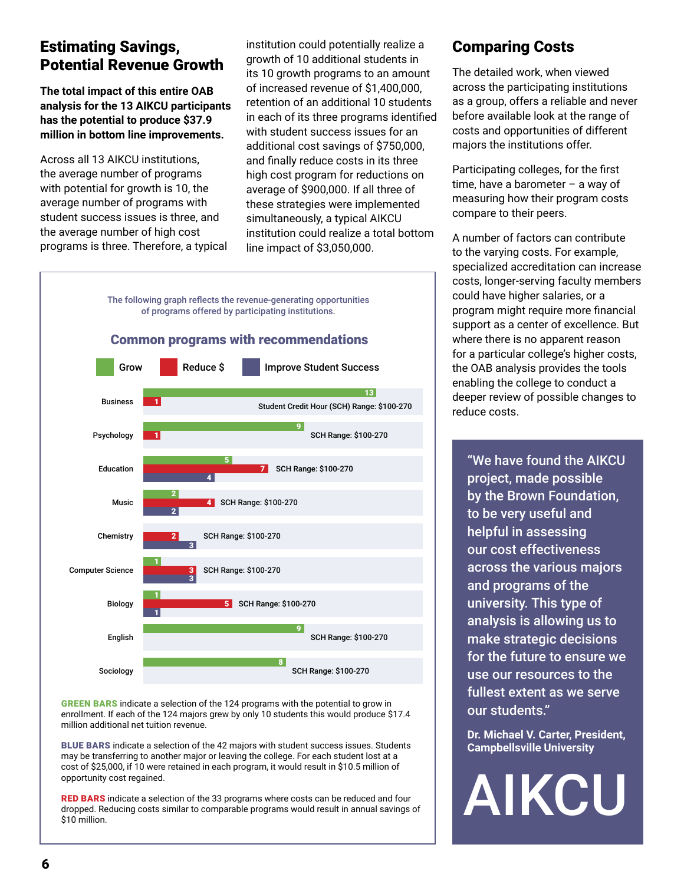## Estimating Savings, Potential Revenue Growth

**The total impact of this entire OAB analysis for the 13 AIKCU participants has the potential to produce $37.9 million in bottom line improvements.**

Across all 13 AIKCU institutions, the average number of programs with potential for growth is 10, the average number of programs with student success issues is three, and the average number of high cost programs is three. Therefore, a typical institution could potentially realize a growth of 10 additional students in its 10 growth programs to an amount of increased revenue of $1,400,000, retention of an additional 10 students in each of its three programs identified with student success issues for an additional cost savings of $750,000, and finally reduce costs in its three high cost program for reductions on average of $900,000. If all three of these strategies were implemented simultaneously, a typical AIKCU institution could realize a total bottom line impact of $3,050,000.

The following graph reflects the revenue-generating opportunities of programs offered by participating institutions.

### Common programs with recommendations

| Program | Grow | Reduce $ | Improve Student Success | SCH Range |
|---|---|---|---|---|
| Business | 13 | 1 | | Student Credit Hour (SCH) Range: $100-270 |
| Psychology | 9 | 1 | | SCH Range: $100-270 |
| Education | 5 | 7 | 4 | SCH Range: $100-270 |
| Music | 2 | 4 | 2 | SCH Range: $100-270 |
| Chemistry | | 2 | 3 | SCH Range: $100-270 |
| Computer Science | 1 | 3 | 3 | SCH Range: $100-270 |
| Biology | 1 | 5 | 1 | SCH Range: $100-270 |
| English | 9 | | | SCH Range: $100-270 |
| Sociology | 8 | | | SCH Range: $100-270 |

**GREEN BARS** indicate a selection of the 124 programs with the potential to grow in enrollment. If each of the 124 majors grew by only 10 students this would produce $17.4 million additional net tuition revenue.

**BLUE BARS** indicate a selection of the 42 majors with student success issues. Students may be transferring to another major or leaving the college. For each student lost at a cost of $25,000, if 10 were retained in each program, it would result in $10.5 million of opportunity cost regained.

**RED BARS** indicate a selection of the 33 programs where costs can be reduced and four dropped. Reducing costs similar to comparable programs would result in annual savings of $10 million.

## Comparing Costs

The detailed work, when viewed across the participating institutions as a group, offers a reliable and never before available look at the range of costs and opportunities of different majors the institutions offer.

Participating colleges, for the first time, have a barometer – a way of measuring how their program costs compare to their peers.

A number of factors can contribute to the varying costs. For example, specialized accreditation can increase costs, longer-serving faculty members could have higher salaries, or a program might require more financial support as a center of excellence. But where there is no apparent reason for a particular college's higher costs, the OAB analysis provides the tools enabling the college to conduct a deeper review of possible changes to reduce costs.

"We have found the AIKCU project, made possible by the Brown Foundation, to be very useful and helpful in assessing our cost effectiveness across the various majors and programs of the university. This type of analysis is allowing us to make strategic decisions for the future to ensure we use our resources to the fullest extent as we serve our students."

**Dr. Michael V. Carter, President, Campbellsville University**

AIKCU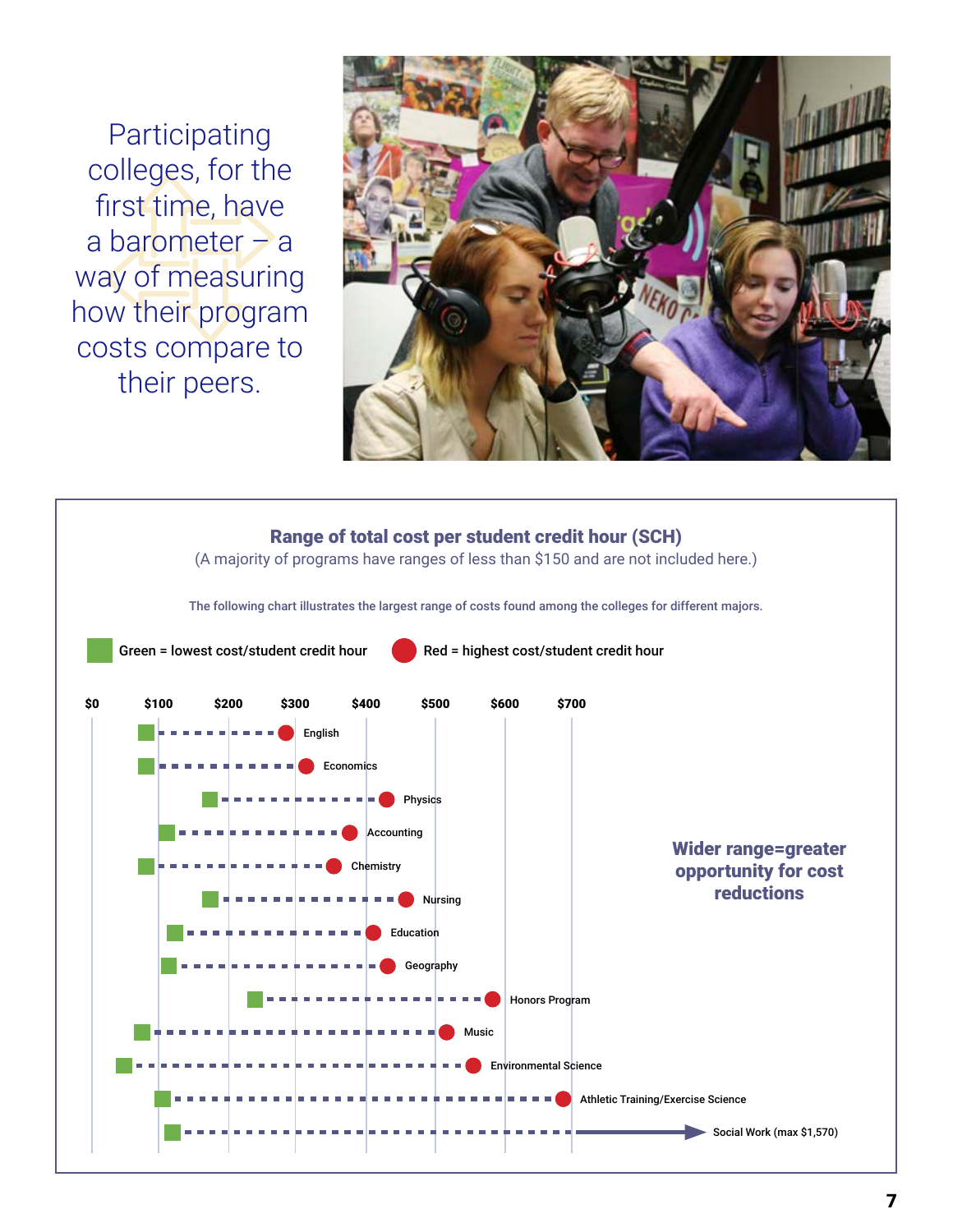Participating colleges, for the first time, have a barometer – a way of measuring how their program costs compare to their peers.

## Range of total cost per student credit hour (SCH)

(A majority of programs have ranges of less than $150 and are not included here.)

The following chart illustrates the largest range of costs found among the colleges for different majors.

Green = lowest cost/student credit hour — Red = highest cost/student credit hour

$0 — $100 — $200 — $300 — $400 — $500 — $600 — $700

- English
- Economics
- Physics
- Accounting
- Chemistry
- Nursing
- Education
- Geography
- Honors Program
- Music
- Environmental Science
- Athletic Training/Exercise Science
- Social Work (max $1,570)

**Wider range=greater opportunity for cost reductions**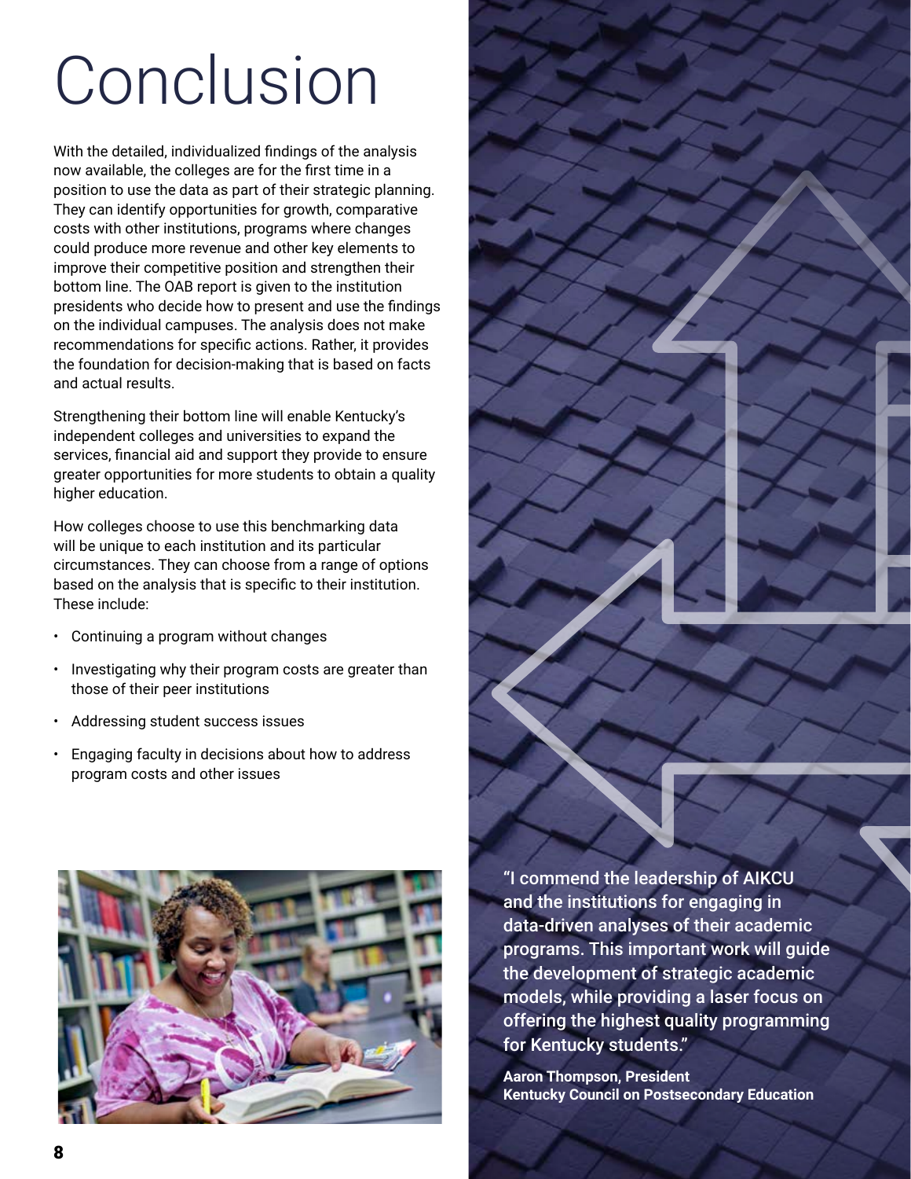# Conclusion

With the detailed, individualized findings of the analysis now available, the colleges are for the first time in a position to use the data as part of their strategic planning. They can identify opportunities for growth, comparative costs with other institutions, programs where changes could produce more revenue and other key elements to improve their competitive position and strengthen their bottom line. The OAB report is given to the institution presidents who decide how to present and use the findings on the individual campuses. The analysis does not make recommendations for specific actions. Rather, it provides the foundation for decision-making that is based on facts and actual results.

Strengthening their bottom line will enable Kentucky's independent colleges and universities to expand the services, financial aid and support they provide to ensure greater opportunities for more students to obtain a quality higher education.

How colleges choose to use this benchmarking data will be unique to each institution and its particular circumstances. They can choose from a range of options based on the analysis that is specific to their institution. These include:

- Continuing a program without changes
- Investigating why their program costs are greater than those of their peer institutions
- Addressing student success issues
- Engaging faculty in decisions about how to address program costs and other issues

"I commend the leadership of AIKCU and the institutions for engaging in data-driven analyses of their academic programs. This important work will guide the development of strategic academic models, while providing a laser focus on offering the highest quality programming for Kentucky students."

**Aaron Thompson, President**
**Kentucky Council on Postsecondary Education**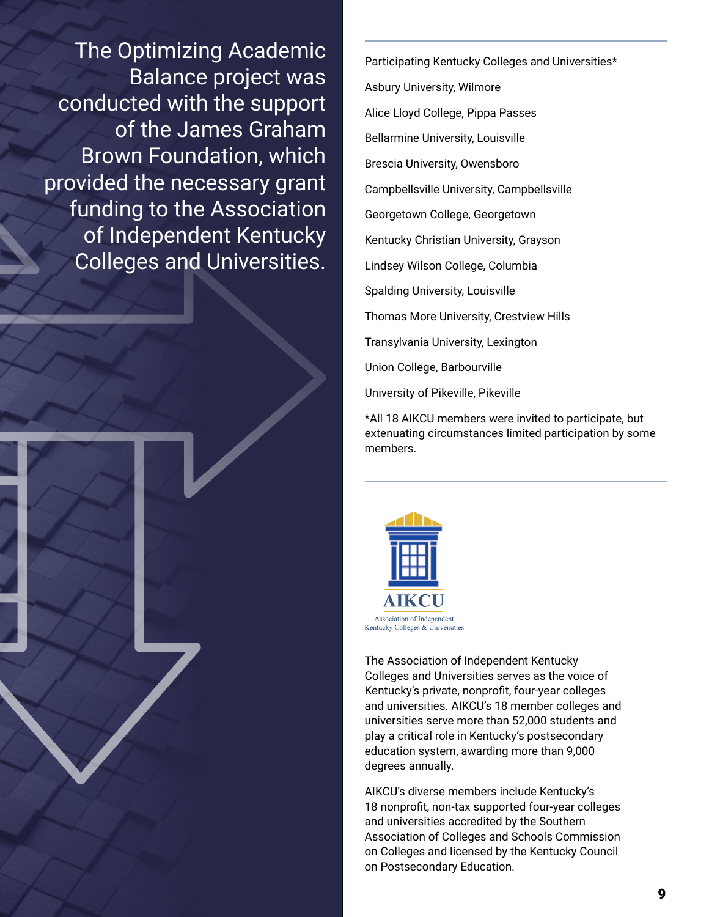The Optimizing Academic Balance project was conducted with the support of the James Graham Brown Foundation, which provided the necessary grant funding to the Association of Independent Kentucky Colleges and Universities.

Participating Kentucky Colleges and Universities*

Asbury University, Wilmore

Alice Lloyd College, Pippa Passes

Bellarmine University, Louisville

Brescia University, Owensboro

Campbellsville University, Campbellsville

Georgetown College, Georgetown

Kentucky Christian University, Grayson

Lindsey Wilson College, Columbia

Spalding University, Louisville

Thomas More University, Crestview Hills

Transylvania University, Lexington

Union College, Barbourville

University of Pikeville, Pikeville

*All 18 AIKCU members were invited to participate, but extenuating circumstances limited participation by some members.

AIKCU
Association of Independent Kentucky Colleges & Universities

The Association of Independent Kentucky Colleges and Universities serves as the voice of Kentucky's private, nonprofit, four-year colleges and universities. AIKCU's 18 member colleges and universities serve more than 52,000 students and play a critical role in Kentucky's postsecondary education system, awarding more than 9,000 degrees annually.

AIKCU's diverse members include Kentucky's 18 nonprofit, non-tax supported four-year colleges and universities accredited by the Southern Association of Colleges and Schools Commission on Colleges and licensed by the Kentucky Council on Postsecondary Education.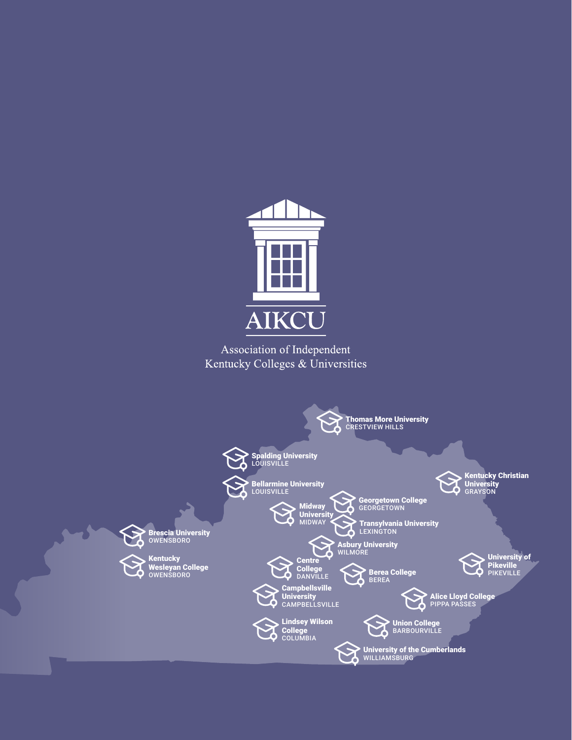AIKCU

Association of Independent Kentucky Colleges & Universities

**Thomas More University**
CRESTVIEW HILLS

**Spalding University**
LOUISVILLE

**Bellarmine University**
LOUISVILLE

**Kentucky Christian University**
GRAYSON

**Georgetown College**
GEORGETOWN

**Midway University**
MIDWAY

**Transylvania University**
LEXINGTON

**Brescia University**
OWENSBORO

**Asbury University**
WILMORE

**Kentucky Wesleyan College**
OWENSBORO

**Centre College**
DANVILLE

**University of Pikeville**
PIKEVILLE

**Berea College**
BEREA

**Campbellsville University**
CAMPBELLSVILLE

**Alice Lloyd College**
PIPPA PASSES

**Lindsey Wilson College**
COLUMBIA

**Union College**
BARBOURVILLE

**University of the Cumberlands**
WILLIAMSBURG